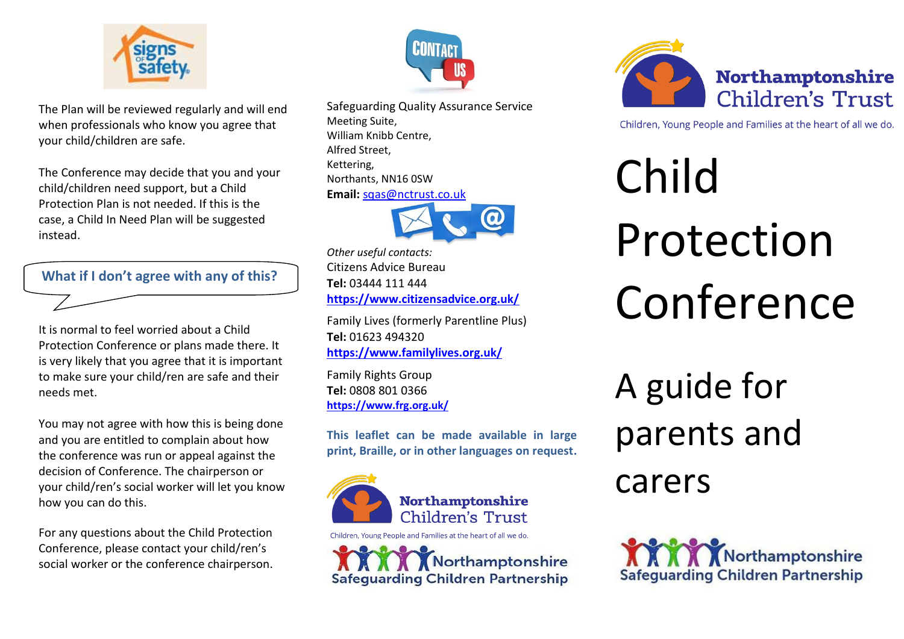The Plan will be reviewed regularly and will end when professionals who know you agree that your child/children are safe.

The Conference may decide that you and your child/children need support, but a Child Protection Plan is not needed. If this is the case, a Child In Need Plan will be suggested instead.

## What if I don't agree with any of this?

It is normal to feel worried about a Child Protection Conference or plans made there. It is very likely that you agree that it is important to make sure your child/ren are safe and their needs met.

You may not agree with how this is being done and you are entitled to complain about how the conference was run or appeal against the decision of Conference. The chairperson or your child/ren's social worker will let you know how you can do this.

For any questions about the Child Protection Conference, please contact your child/ren's social worker or the conference chairperson.

## Contact Us

Safeguarding Quality Assurance Service
Meeting Suite,
William Knibb Centre,
Alfred Street,
Kettering,
Northants, NN16 0SW
**Email:** sqas@nctrust.co.uk

*Other useful contacts:*

Citizens Advice Bureau
**Tel:** 03444 111 444
**https://www.citizensadvice.org.uk/**

Family Lives (formerly Parentline Plus)
**Tel:** 01623 494320
**https://www.familylives.org.uk/**

Family Rights Group
**Tel:** 0808 801 0366
**https://www.frg.org.uk/**

**This leaflet can be made available in large print, Braille, or in other languages on request.**

Northamptonshire Children's Trust
Children, Young People and Families at the heart of all we do.

Northamptonshire Safeguarding Children Partnership

# Child Protection Conference

## A guide for parents and carers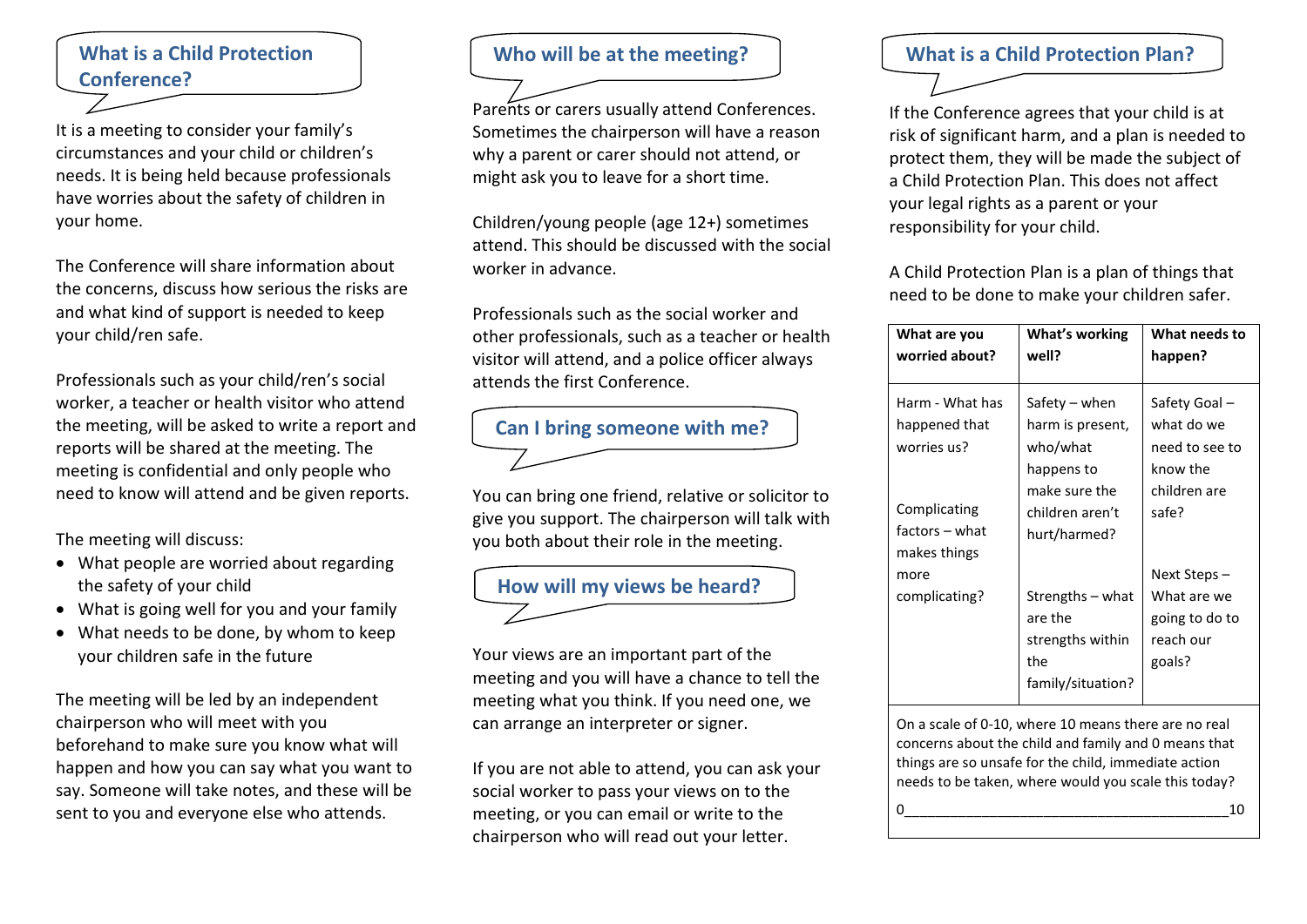## What is a Child Protection Conference?

It is a meeting to consider your family's circumstances and your child or children's needs. It is being held because professionals have worries about the safety of children in your home.

The Conference will share information about the concerns, discuss how serious the risks are and what kind of support is needed to keep your child/ren safe.

Professionals such as your child/ren's social worker, a teacher or health visitor who attend the meeting, will be asked to write a report and reports will be shared at the meeting. The meeting is confidential and only people who need to know will attend and be given reports.

The meeting will discuss:

- What people are worried about regarding the safety of your child
- What is going well for you and your family
- What needs to be done, by whom to keep your children safe in the future

The meeting will be led by an independent chairperson who will meet with you beforehand to make sure you know what will happen and how you can say what you want to say. Someone will take notes, and these will be sent to you and everyone else who attends.

## Who will be at the meeting?

Parents or carers usually attend Conferences. Sometimes the chairperson will have a reason why a parent or carer should not attend, or might ask you to leave for a short time.

Children/young people (age 12+) sometimes attend. This should be discussed with the social worker in advance.

Professionals such as the social worker and other professionals, such as a teacher or health visitor will attend, and a police officer always attends the first Conference.

## Can I bring someone with me?

You can bring one friend, relative or solicitor to give you support. The chairperson will talk with you both about their role in the meeting.

## How will my views be heard?

Your views are an important part of the meeting and you will have a chance to tell the meeting what you think. If you need one, we can arrange an interpreter or signer.

If you are not able to attend, you can ask your social worker to pass your views on to the meeting, or you can email or write to the chairperson who will read out your letter.

## What is a Child Protection Plan?

If the Conference agrees that your child is at risk of significant harm, and a plan is needed to protect them, they will be made the subject of a Child Protection Plan. This does not affect your legal rights as a parent or your responsibility for your child.

A Child Protection Plan is a plan of things that need to be done to make your children safer.

| What are you worried about? | What's working well? | What needs to happen? |
|---|---|---|
| Harm - What has happened that worries us?<br><br>Complicating factors – what makes things more complicating? | Safety – when harm is present, who/what happens to make sure the children aren't hurt/harmed?<br><br>Strengths – what are the strengths within the family/situation? | Safety Goal – what do we need to see to know the children are safe?<br><br>Next Steps – What are we going to do to reach our goals? |

On a scale of 0-10, where 10 means there are no real concerns about the child and family and 0 means that things are so unsafe for the child, immediate action needs to be taken, where would you scale this today?

0________________________________________10